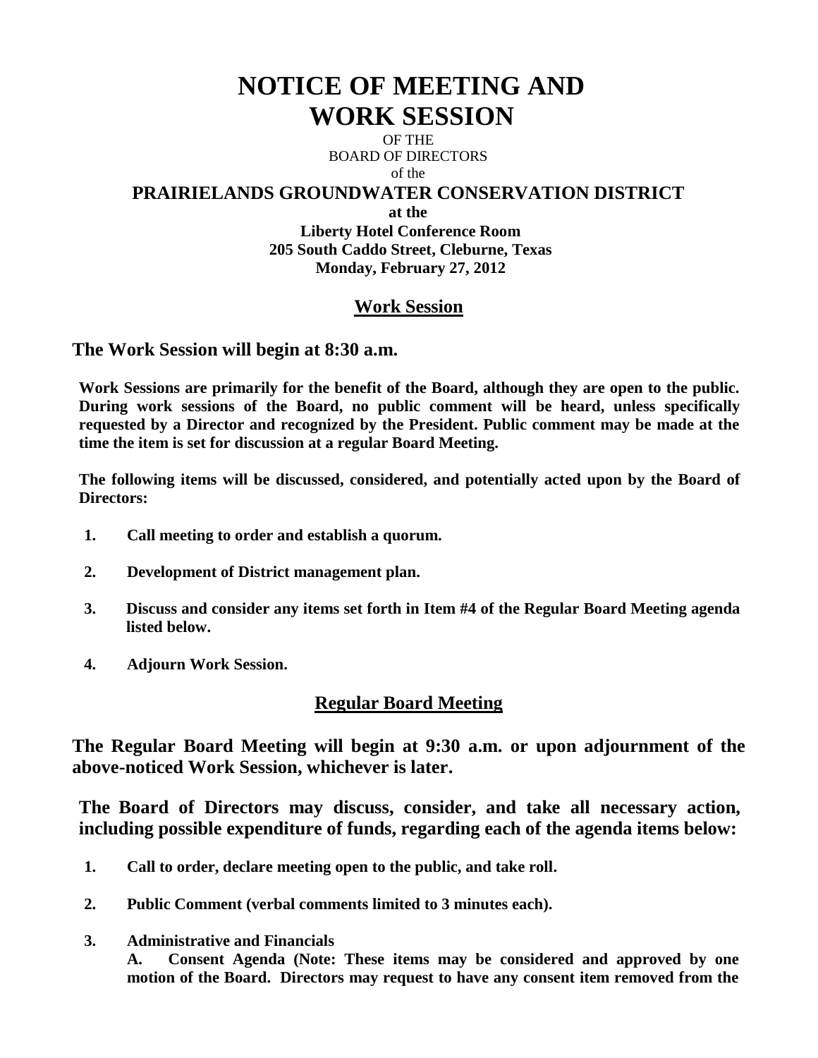# NOTICE OF MEETING AND WORK SESSION

OF THE
BOARD OF DIRECTORS
of the

## PRAIRIELANDS GROUNDWATER CONSERVATION DISTRICT

**at the**
**Liberty Hotel Conference Room**
**205 South Caddo Street, Cleburne, Texas**
**Monday, February 27, 2012**

## Work Session

**The Work Session will begin at 8:30 a.m.**

**Work Sessions are primarily for the benefit of the Board, although they are open to the public. During work sessions of the Board, no public comment will be heard, unless specifically requested by a Director and recognized by the President. Public comment may be made at the time the item is set for discussion at a regular Board Meeting.**

**The following items will be discussed, considered, and potentially acted upon by the Board of Directors:**

1. **Call meeting to order and establish a quorum.**
2. **Development of District management plan.**
3. **Discuss and consider any items set forth in Item #4 of the Regular Board Meeting agenda listed below.**
4. **Adjourn Work Session.**

## Regular Board Meeting

**The Regular Board Meeting will begin at 9:30 a.m. or upon adjournment of the above-noticed Work Session, whichever is later.**

**The Board of Directors may discuss, consider, and take all necessary action, including possible expenditure of funds, regarding each of the agenda items below:**

1. **Call to order, declare meeting open to the public, and take roll.**
2. **Public Comment (verbal comments limited to 3 minutes each).**
3. **Administrative and Financials**

   **A. Consent Agenda (Note: These items may be considered and approved by one motion of the Board. Directors may request to have any consent item removed from the**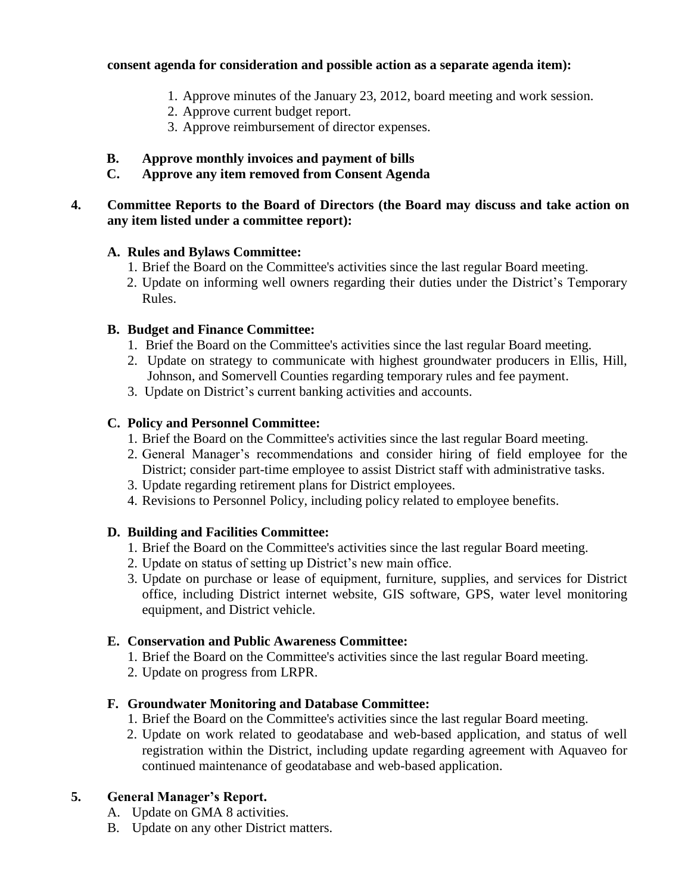**consent agenda for consideration and possible action as a separate agenda item):**

1. Approve minutes of the January 23, 2012, board meeting and work session.
2. Approve current budget report.
3. Approve reimbursement of director expenses.

**B. Approve monthly invoices and payment of bills**

**C. Approve any item removed from Consent Agenda**

**4. Committee Reports to the Board of Directors (the Board may discuss and take action on any item listed under a committee report):**

**A. Rules and Bylaws Committee:**

1. Brief the Board on the Committee's activities since the last regular Board meeting.
2. Update on informing well owners regarding their duties under the District's Temporary Rules.

**B. Budget and Finance Committee:**

1. Brief the Board on the Committee's activities since the last regular Board meeting.
2. Update on strategy to communicate with highest groundwater producers in Ellis, Hill, Johnson, and Somervell Counties regarding temporary rules and fee payment.
3. Update on District's current banking activities and accounts.

**C. Policy and Personnel Committee:**

1. Brief the Board on the Committee's activities since the last regular Board meeting.
2. General Manager's recommendations and consider hiring of field employee for the District; consider part-time employee to assist District staff with administrative tasks.
3. Update regarding retirement plans for District employees.
4. Revisions to Personnel Policy, including policy related to employee benefits.

**D. Building and Facilities Committee:**

1. Brief the Board on the Committee's activities since the last regular Board meeting.
2. Update on status of setting up District's new main office.
3. Update on purchase or lease of equipment, furniture, supplies, and services for District office, including District internet website, GIS software, GPS, water level monitoring equipment, and District vehicle.

**E. Conservation and Public Awareness Committee:**

1. Brief the Board on the Committee's activities since the last regular Board meeting.
2. Update on progress from LRPR.

**F. Groundwater Monitoring and Database Committee:**

1. Brief the Board on the Committee's activities since the last regular Board meeting.
2. Update on work related to geodatabase and web-based application, and status of well registration within the District, including update regarding agreement with Aquaveo for continued maintenance of geodatabase and web-based application.

**5. General Manager's Report.**

A. Update on GMA 8 activities.

B. Update on any other District matters.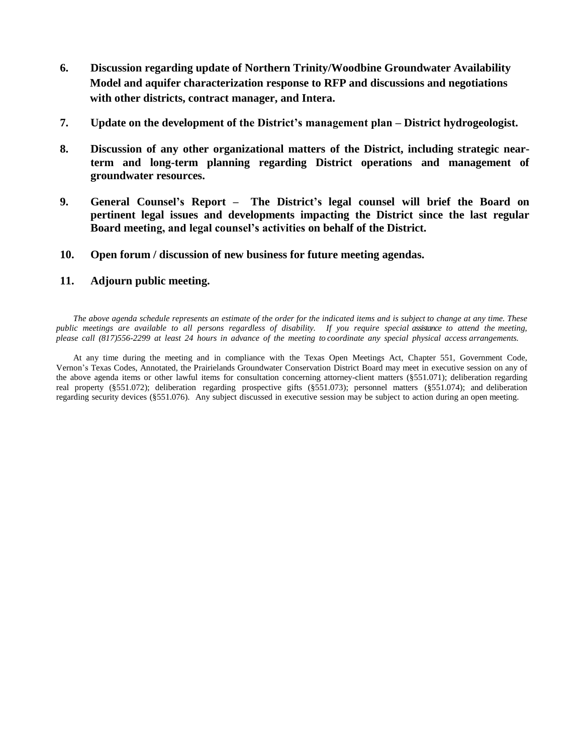6. **Discussion regarding update of Northern Trinity/Woodbine Groundwater Availability Model and aquifer characterization response to RFP and discussions and negotiations with other districts, contract manager, and Intera.**

7. **Update on the development of the District's management plan – District hydrogeologist.**

8. **Discussion of any other organizational matters of the District, including strategic near-term and long-term planning regarding District operations and management of groundwater resources.**

9. **General Counsel's Report – The District's legal counsel will brief the Board on pertinent legal issues and developments impacting the District since the last regular Board meeting, and legal counsel's activities on behalf of the District.**

10. **Open forum / discussion of new business for future meeting agendas.**

11. **Adjourn public meeting.**

*The above agenda schedule represents an estimate of the order for the indicated items and is subject to change at any time. These public meetings are available to all persons regardless of disability. If you require special assistance to attend the meeting, please call (817)556-2299 at least 24 hours in advance of the meeting to coordinate any special physical access arrangements.*

At any time during the meeting and in compliance with the Texas Open Meetings Act, Chapter 551, Government Code, Vernon's Texas Codes, Annotated, the Prairielands Groundwater Conservation District Board may meet in executive session on any of the above agenda items or other lawful items for consultation concerning attorney-client matters (§551.071); deliberation regarding real property (§551.072); deliberation regarding prospective gifts (§551.073); personnel matters (§551.074); and deliberation regarding security devices (§551.076). Any subject discussed in executive session may be subject to action during an open meeting.